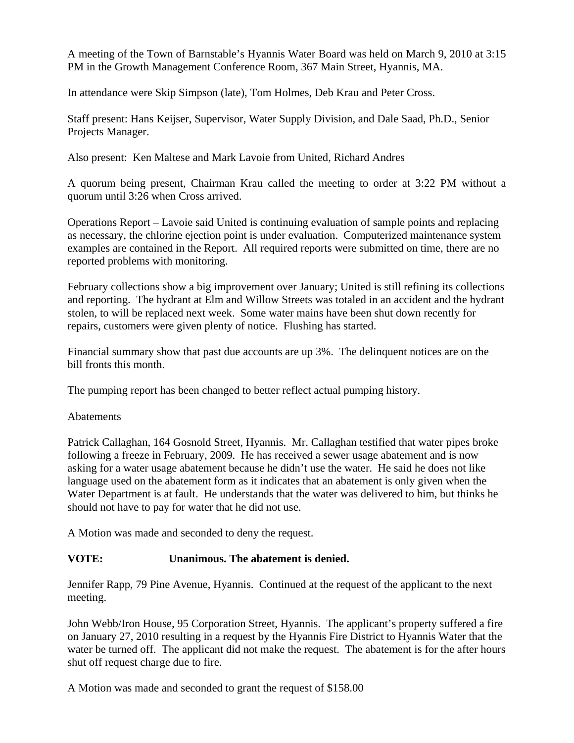A meeting of the Town of Barnstable's Hyannis Water Board was held on March 9, 2010 at 3:15 PM in the Growth Management Conference Room, 367 Main Street, Hyannis, MA.

In attendance were Skip Simpson (late), Tom Holmes, Deb Krau and Peter Cross.

Staff present: Hans Keijser, Supervisor, Water Supply Division, and Dale Saad, Ph.D., Senior Projects Manager.

Also present: Ken Maltese and Mark Lavoie from United, Richard Andres

A quorum being present, Chairman Krau called the meeting to order at 3:22 PM without a quorum until 3:26 when Cross arrived.

Operations Report – Lavoie said United is continuing evaluation of sample points and replacing as necessary, the chlorine ejection point is under evaluation. Computerized maintenance system examples are contained in the Report. All required reports were submitted on time, there are no reported problems with monitoring.

February collections show a big improvement over January; United is still refining its collections and reporting. The hydrant at Elm and Willow Streets was totaled in an accident and the hydrant stolen, to will be replaced next week. Some water mains have been shut down recently for repairs, customers were given plenty of notice. Flushing has started.

Financial summary show that past due accounts are up 3%. The delinquent notices are on the bill fronts this month.

The pumping report has been changed to better reflect actual pumping history.

Abatements

Patrick Callaghan, 164 Gosnold Street, Hyannis. Mr. Callaghan testified that water pipes broke following a freeze in February, 2009. He has received a sewer usage abatement and is now asking for a water usage abatement because he didn't use the water. He said he does not like language used on the abatement form as it indicates that an abatement is only given when the Water Department is at fault. He understands that the water was delivered to him, but thinks he should not have to pay for water that he did not use.

A Motion was made and seconded to deny the request.

**VOTE: Unanimous. The abatement is denied.**

Jennifer Rapp, 79 Pine Avenue, Hyannis. Continued at the request of the applicant to the next meeting.

John Webb/Iron House, 95 Corporation Street, Hyannis. The applicant's property suffered a fire on January 27, 2010 resulting in a request by the Hyannis Fire District to Hyannis Water that the water be turned off. The applicant did not make the request. The abatement is for the after hours shut off request charge due to fire.

A Motion was made and seconded to grant the request of $158.00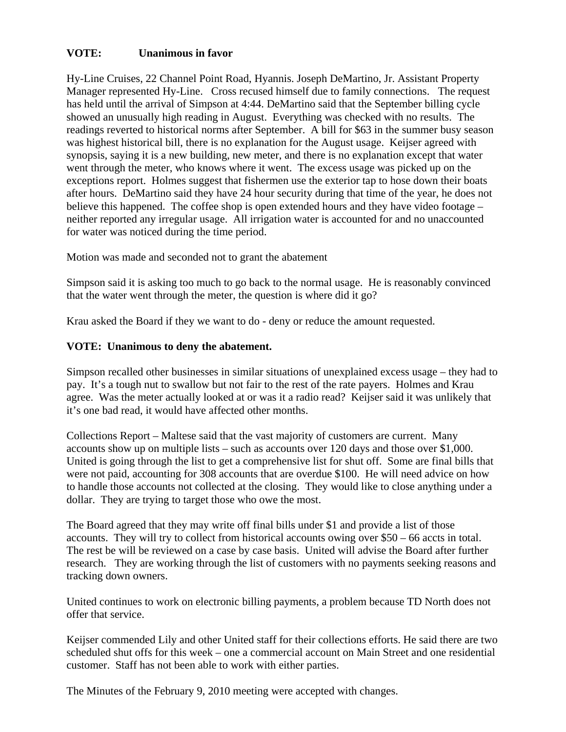**VOTE: Unanimous in favor**

Hy-Line Cruises, 22 Channel Point Road, Hyannis. Joseph DeMartino, Jr. Assistant Property Manager represented Hy-Line. Cross recused himself due to family connections. The request has held until the arrival of Simpson at 4:44. DeMartino said that the September billing cycle showed an unusually high reading in August. Everything was checked with no results. The readings reverted to historical norms after September. A bill for $63 in the summer busy season was highest historical bill, there is no explanation for the August usage. Keijser agreed with synopsis, saying it is a new building, new meter, and there is no explanation except that water went through the meter, who knows where it went. The excess usage was picked up on the exceptions report. Holmes suggest that fishermen use the exterior tap to hose down their boats after hours. DeMartino said they have 24 hour security during that time of the year, he does not believe this happened. The coffee shop is open extended hours and they have video footage – neither reported any irregular usage. All irrigation water is accounted for and no unaccounted for water was noticed during the time period.

Motion was made and seconded not to grant the abatement

Simpson said it is asking too much to go back to the normal usage. He is reasonably convinced that the water went through the meter, the question is where did it go?

Krau asked the Board if they we want to do - deny or reduce the amount requested.

**VOTE: Unanimous to deny the abatement.**

Simpson recalled other businesses in similar situations of unexplained excess usage – they had to pay. It's a tough nut to swallow but not fair to the rest of the rate payers. Holmes and Krau agree. Was the meter actually looked at or was it a radio read? Keijser said it was unlikely that it's one bad read, it would have affected other months.

Collections Report – Maltese said that the vast majority of customers are current. Many accounts show up on multiple lists – such as accounts over 120 days and those over $1,000. United is going through the list to get a comprehensive list for shut off. Some are final bills that were not paid, accounting for 308 accounts that are overdue $100. He will need advice on how to handle those accounts not collected at the closing. They would like to close anything under a dollar. They are trying to target those who owe the most.

The Board agreed that they may write off final bills under $1 and provide a list of those accounts. They will try to collect from historical accounts owing over $50 – 66 accts in total. The rest be will be reviewed on a case by case basis. United will advise the Board after further research. They are working through the list of customers with no payments seeking reasons and tracking down owners.

United continues to work on electronic billing payments, a problem because TD North does not offer that service.

Keijser commended Lily and other United staff for their collections efforts. He said there are two scheduled shut offs for this week – one a commercial account on Main Street and one residential customer. Staff has not been able to work with either parties.

The Minutes of the February 9, 2010 meeting were accepted with changes.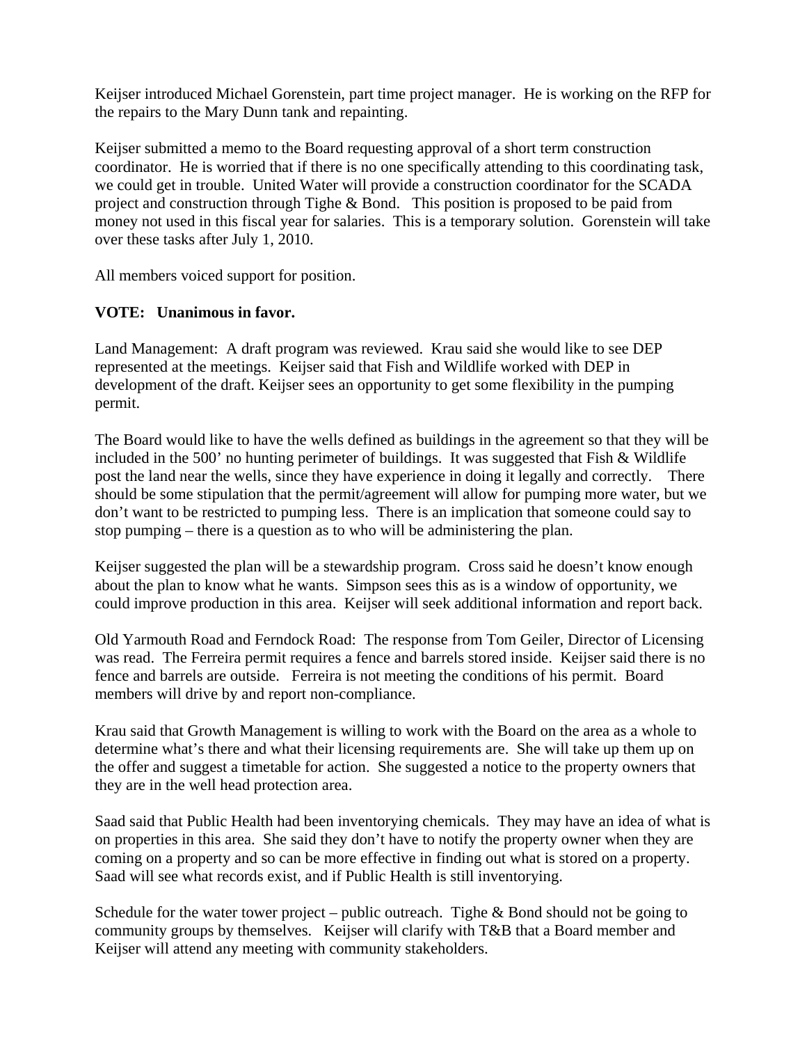Keijser introduced Michael Gorenstein, part time project manager. He is working on the RFP for the repairs to the Mary Dunn tank and repainting.

Keijser submitted a memo to the Board requesting approval of a short term construction coordinator. He is worried that if there is no one specifically attending to this coordinating task, we could get in trouble. United Water will provide a construction coordinator for the SCADA project and construction through Tighe & Bond. This position is proposed to be paid from money not used in this fiscal year for salaries. This is a temporary solution. Gorenstein will take over these tasks after July 1, 2010.

All members voiced support for position.

**VOTE: Unanimous in favor.**

Land Management: A draft program was reviewed. Krau said she would like to see DEP represented at the meetings. Keijser said that Fish and Wildlife worked with DEP in development of the draft. Keijser sees an opportunity to get some flexibility in the pumping permit.

The Board would like to have the wells defined as buildings in the agreement so that they will be included in the 500' no hunting perimeter of buildings. It was suggested that Fish & Wildlife post the land near the wells, since they have experience in doing it legally and correctly. There should be some stipulation that the permit/agreement will allow for pumping more water, but we don't want to be restricted to pumping less. There is an implication that someone could say to stop pumping – there is a question as to who will be administering the plan.

Keijser suggested the plan will be a stewardship program. Cross said he doesn't know enough about the plan to know what he wants. Simpson sees this as is a window of opportunity, we could improve production in this area. Keijser will seek additional information and report back.

Old Yarmouth Road and Ferndock Road: The response from Tom Geiler, Director of Licensing was read. The Ferreira permit requires a fence and barrels stored inside. Keijser said there is no fence and barrels are outside. Ferreira is not meeting the conditions of his permit. Board members will drive by and report non-compliance.

Krau said that Growth Management is willing to work with the Board on the area as a whole to determine what's there and what their licensing requirements are. She will take up them up on the offer and suggest a timetable for action. She suggested a notice to the property owners that they are in the well head protection area.

Saad said that Public Health had been inventorying chemicals. They may have an idea of what is on properties in this area. She said they don't have to notify the property owner when they are coming on a property and so can be more effective in finding out what is stored on a property. Saad will see what records exist, and if Public Health is still inventorying.

Schedule for the water tower project – public outreach. Tighe & Bond should not be going to community groups by themselves. Keijser will clarify with T&B that a Board member and Keijser will attend any meeting with community stakeholders.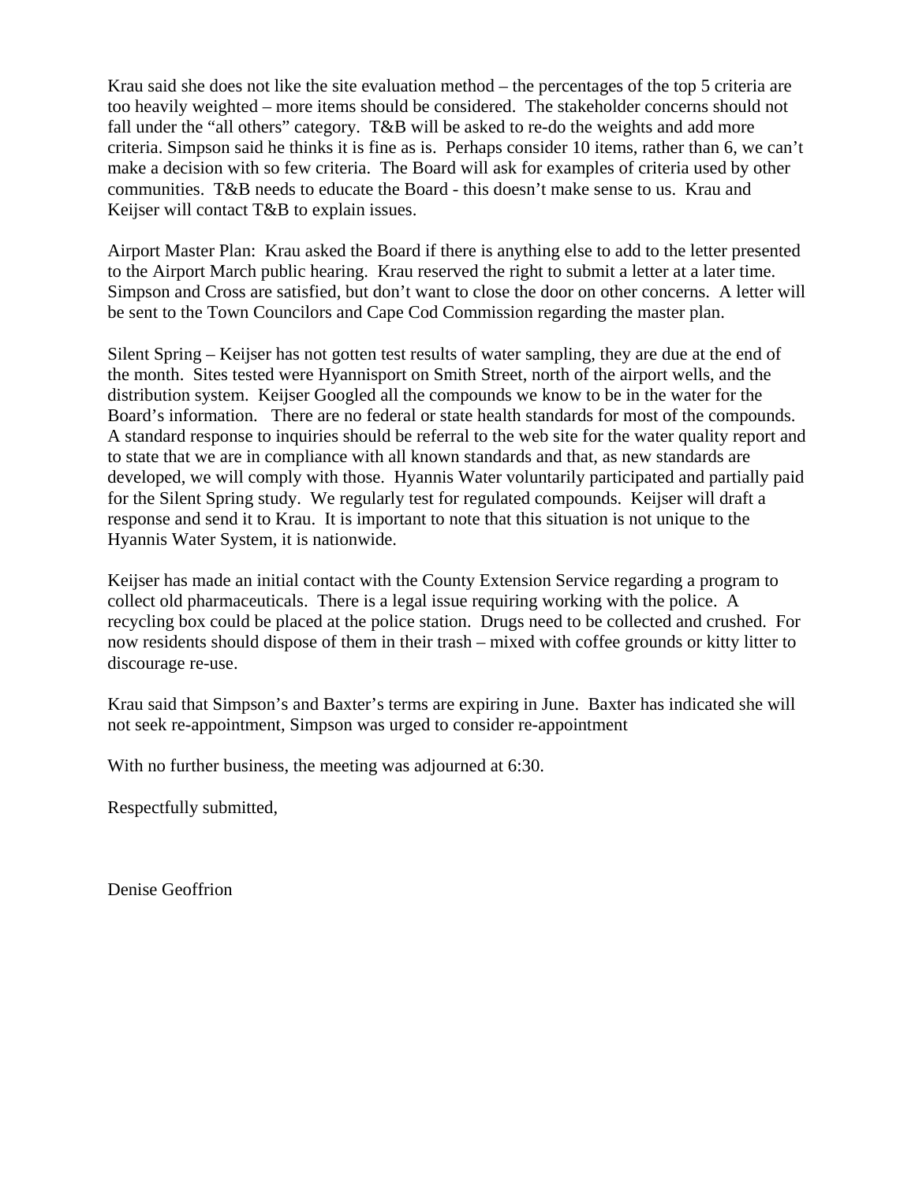Krau said she does not like the site evaluation method – the percentages of the top 5 criteria are too heavily weighted – more items should be considered. The stakeholder concerns should not fall under the "all others" category. T&B will be asked to re-do the weights and add more criteria. Simpson said he thinks it is fine as is. Perhaps consider 10 items, rather than 6, we can't make a decision with so few criteria. The Board will ask for examples of criteria used by other communities. T&B needs to educate the Board - this doesn't make sense to us. Krau and Keijser will contact T&B to explain issues.

Airport Master Plan: Krau asked the Board if there is anything else to add to the letter presented to the Airport March public hearing. Krau reserved the right to submit a letter at a later time. Simpson and Cross are satisfied, but don't want to close the door on other concerns. A letter will be sent to the Town Councilors and Cape Cod Commission regarding the master plan.

Silent Spring – Keijser has not gotten test results of water sampling, they are due at the end of the month. Sites tested were Hyannisport on Smith Street, north of the airport wells, and the distribution system. Keijser Googled all the compounds we know to be in the water for the Board's information. There are no federal or state health standards for most of the compounds. A standard response to inquiries should be referral to the web site for the water quality report and to state that we are in compliance with all known standards and that, as new standards are developed, we will comply with those. Hyannis Water voluntarily participated and partially paid for the Silent Spring study. We regularly test for regulated compounds. Keijser will draft a response and send it to Krau. It is important to note that this situation is not unique to the Hyannis Water System, it is nationwide.

Keijser has made an initial contact with the County Extension Service regarding a program to collect old pharmaceuticals. There is a legal issue requiring working with the police. A recycling box could be placed at the police station. Drugs need to be collected and crushed. For now residents should dispose of them in their trash – mixed with coffee grounds or kitty litter to discourage re-use.

Krau said that Simpson's and Baxter's terms are expiring in June. Baxter has indicated she will not seek re-appointment, Simpson was urged to consider re-appointment

With no further business, the meeting was adjourned at 6:30.

Respectfully submitted,

Denise Geoffrion